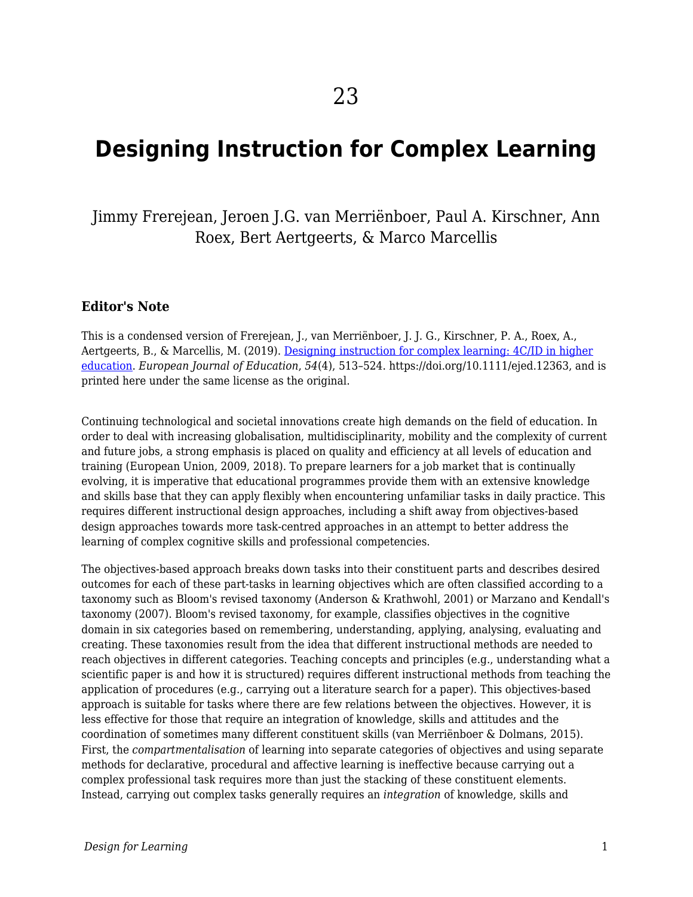# 23

# Designing Instruction for Complex Learning

Jimmy Frerejean, Jeroen J.G. van Merriënboer, Paul A. Kirschner, Ann Roex, Bert Aertgeerts, & Marco Marcellis

### Editor's Note

This is a condensed version of Frerejean, J., van Merriënboer, J. J. G., Kirschner, P. A., Roex, A., Aertgeerts, B., & Marcellis, M. (2019). [Designing instruction for complex learning: 4C/ID in higher education](https://doi.org/10.1111/ejed.12363). *European Journal of Education*, *54*(4), 513–524. https://doi.org/10.1111/ejed.12363, and is printed here under the same license as the original.

Continuing technological and societal innovations create high demands on the field of education. In order to deal with increasing globalisation, multidisciplinarity, mobility and the complexity of current and future jobs, a strong emphasis is placed on quality and efficiency at all levels of education and training (European Union, 2009, 2018). To prepare learners for a job market that is continually evolving, it is imperative that educational programmes provide them with an extensive knowledge and skills base that they can apply flexibly when encountering unfamiliar tasks in daily practice. This requires different instructional design approaches, including a shift away from objectives-based design approaches towards more task-centred approaches in an attempt to better address the learning of complex cognitive skills and professional competencies.

The objectives-based approach breaks down tasks into their constituent parts and describes desired outcomes for each of these part-tasks in learning objectives which are often classified according to a taxonomy such as Bloom's revised taxonomy (Anderson & Krathwohl, 2001) or Marzano and Kendall's taxonomy (2007). Bloom's revised taxonomy, for example, classifies objectives in the cognitive domain in six categories based on remembering, understanding, applying, analysing, evaluating and creating. These taxonomies result from the idea that different instructional methods are needed to reach objectives in different categories. Teaching concepts and principles (e.g., understanding what a scientific paper is and how it is structured) requires different instructional methods from teaching the application of procedures (e.g., carrying out a literature search for a paper). This objectives-based approach is suitable for tasks where there are few relations between the objectives. However, it is less effective for those that require an integration of knowledge, skills and attitudes and the coordination of sometimes many different constituent skills (van Merriënboer & Dolmans, 2015). First, the *compartmentalisation* of learning into separate categories of objectives and using separate methods for declarative, procedural and affective learning is ineffective because carrying out a complex professional task requires more than just the stacking of these constituent elements. Instead, carrying out complex tasks generally requires an *integration* of knowledge, skills and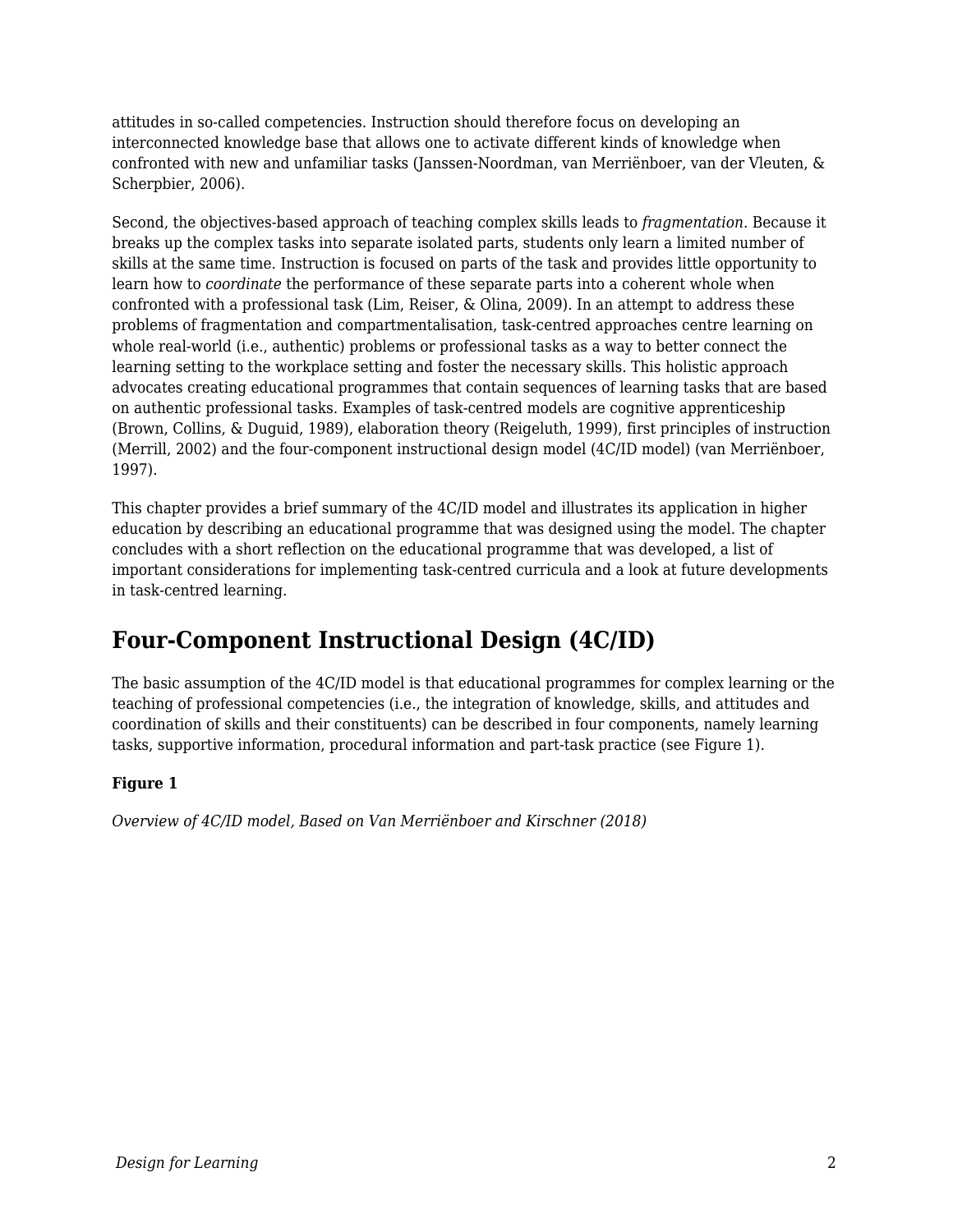attitudes in so-called competencies. Instruction should therefore focus on developing an interconnected knowledge base that allows one to activate different kinds of knowledge when confronted with new and unfamiliar tasks (Janssen-Noordman, van Merriënboer, van der Vleuten, & Scherpbier, 2006).

Second, the objectives-based approach of teaching complex skills leads to *fragmentation*. Because it breaks up the complex tasks into separate isolated parts, students only learn a limited number of skills at the same time. Instruction is focused on parts of the task and provides little opportunity to learn how to *coordinate* the performance of these separate parts into a coherent whole when confronted with a professional task (Lim, Reiser, & Olina, 2009). In an attempt to address these problems of fragmentation and compartmentalisation, task-centred approaches centre learning on whole real-world (i.e., authentic) problems or professional tasks as a way to better connect the learning setting to the workplace setting and foster the necessary skills. This holistic approach advocates creating educational programmes that contain sequences of learning tasks that are based on authentic professional tasks. Examples of task-centred models are cognitive apprenticeship (Brown, Collins, & Duguid, 1989), elaboration theory (Reigeluth, 1999), first principles of instruction (Merrill, 2002) and the four-component instructional design model (4C/ID model) (van Merriënboer, 1997).

This chapter provides a brief summary of the 4C/ID model and illustrates its application in higher education by describing an educational programme that was designed using the model. The chapter concludes with a short reflection on the educational programme that was developed, a list of important considerations for implementing task-centred curricula and a look at future developments in task-centred learning.

## Four-Component Instructional Design (4C/ID)

The basic assumption of the 4C/ID model is that educational programmes for complex learning or the teaching of professional competencies (i.e., the integration of knowledge, skills, and attitudes and coordination of skills and their constituents) can be described in four components, namely learning tasks, supportive information, procedural information and part-task practice (see Figure 1).

**Figure 1**

*Overview of 4C/ID model, Based on Van Merriënboer and Kirschner (2018)*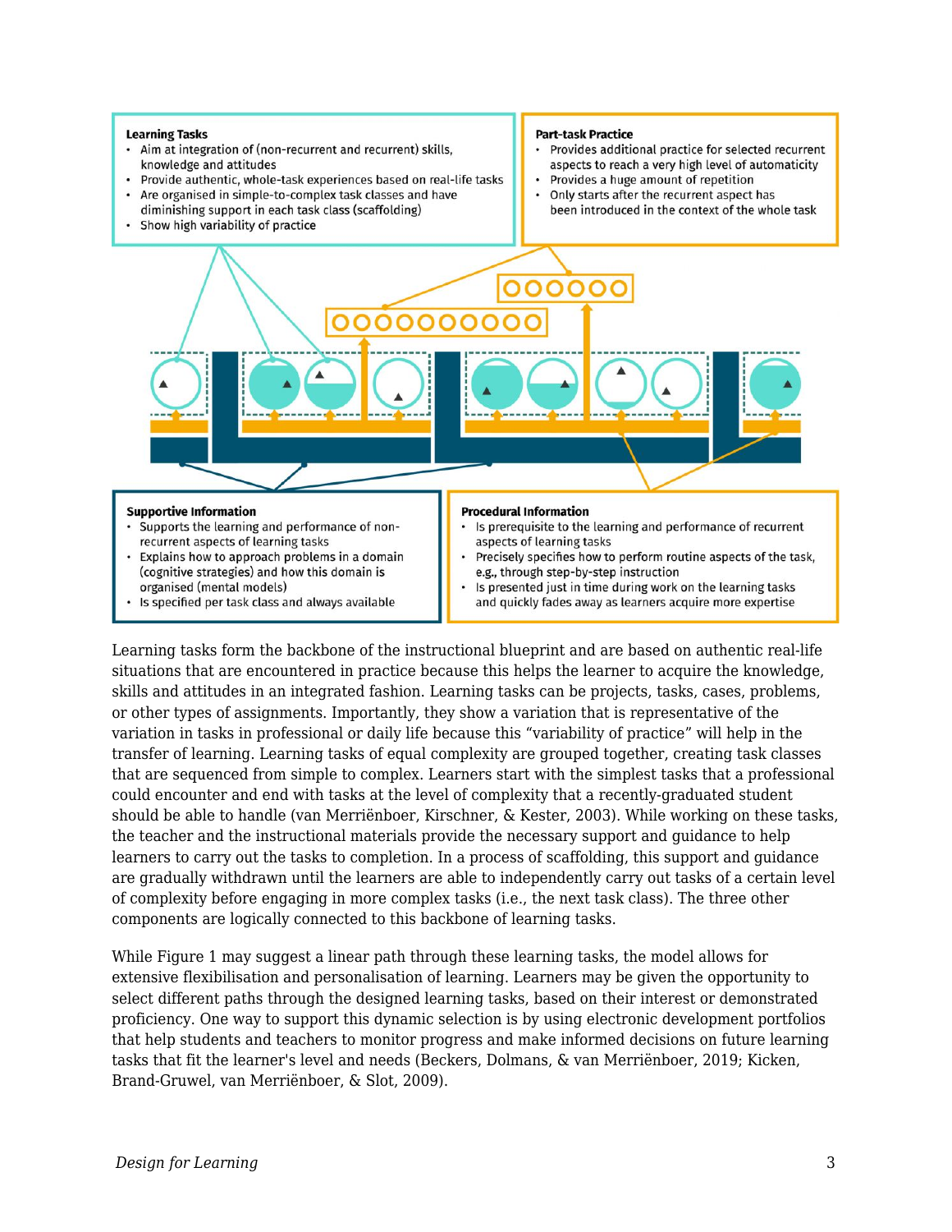**Learning Tasks**

- Aim at integration of (non-recurrent and recurrent) skills, knowledge and attitudes
- Provide authentic, whole-task experiences based on real-life tasks
- Are organised in simple-to-complex task classes and have diminishing support in each task class (scaffolding)
- Show high variability of practice

**Part-task Practice**

- Provides additional practice for selected recurrent aspects to reach a very high level of automaticity
- Provides a huge amount of repetition
- Only starts after the recurrent aspect has been introduced in the context of the whole task

**Supportive Information**

- Supports the learning and performance of non-recurrent aspects of learning tasks
- Explains how to approach problems in a domain (cognitive strategies) and how this domain is organised (mental models)
- Is specified per task class and always available

**Procedural Information**

- Is prerequisite to the learning and performance of recurrent aspects of learning tasks
- Precisely specifies how to perform routine aspects of the task, e.g., through step-by-step instruction
- Is presented just in time during work on the learning tasks and quickly fades away as learners acquire more expertise

Learning tasks form the backbone of the instructional blueprint and are based on authentic real-life situations that are encountered in practice because this helps the learner to acquire the knowledge, skills and attitudes in an integrated fashion. Learning tasks can be projects, tasks, cases, problems, or other types of assignments. Importantly, they show a variation that is representative of the variation in tasks in professional or daily life because this “variability of practice” will help in the transfer of learning. Learning tasks of equal complexity are grouped together, creating task classes that are sequenced from simple to complex. Learners start with the simplest tasks that a professional could encounter and end with tasks at the level of complexity that a recently-graduated student should be able to handle (van Merriënboer, Kirschner, & Kester, 2003). While working on these tasks, the teacher and the instructional materials provide the necessary support and guidance to help learners to carry out the tasks to completion. In a process of scaffolding, this support and guidance are gradually withdrawn until the learners are able to independently carry out tasks of a certain level of complexity before engaging in more complex tasks (i.e., the next task class). The three other components are logically connected to this backbone of learning tasks.

While Figure 1 may suggest a linear path through these learning tasks, the model allows for extensive flexibilisation and personalisation of learning. Learners may be given the opportunity to select different paths through the designed learning tasks, based on their interest or demonstrated proficiency. One way to support this dynamic selection is by using electronic development portfolios that help students and teachers to monitor progress and make informed decisions on future learning tasks that fit the learner's level and needs (Beckers, Dolmans, & van Merriënboer, 2019; Kicken, Brand-Gruwel, van Merriënboer, & Slot, 2009).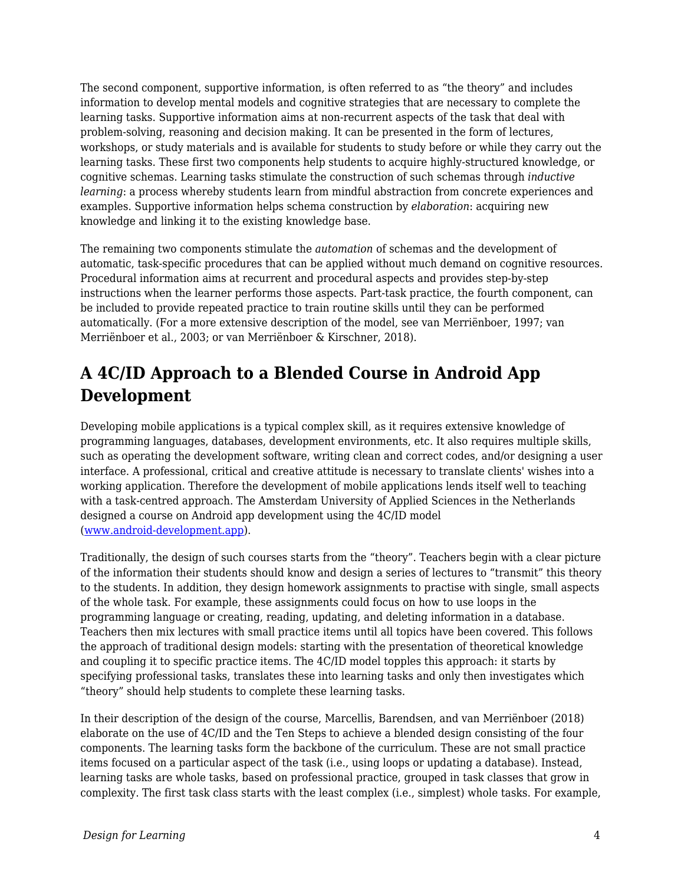The second component, supportive information, is often referred to as "the theory" and includes information to develop mental models and cognitive strategies that are necessary to complete the learning tasks. Supportive information aims at non-recurrent aspects of the task that deal with problem-solving, reasoning and decision making. It can be presented in the form of lectures, workshops, or study materials and is available for students to study before or while they carry out the learning tasks. These first two components help students to acquire highly-structured knowledge, or cognitive schemas. Learning tasks stimulate the construction of such schemas through *inductive learning*: a process whereby students learn from mindful abstraction from concrete experiences and examples. Supportive information helps schema construction by *elaboration*: acquiring new knowledge and linking it to the existing knowledge base.

The remaining two components stimulate the *automation* of schemas and the development of automatic, task-specific procedures that can be applied without much demand on cognitive resources. Procedural information aims at recurrent and procedural aspects and provides step-by-step instructions when the learner performs those aspects. Part-task practice, the fourth component, can be included to provide repeated practice to train routine skills until they can be performed automatically. (For a more extensive description of the model, see van Merriënboer, 1997; van Merriënboer et al., 2003; or van Merriënboer & Kirschner, 2018).

## A 4C/ID Approach to a Blended Course in Android App Development

Developing mobile applications is a typical complex skill, as it requires extensive knowledge of programming languages, databases, development environments, etc. It also requires multiple skills, such as operating the development software, writing clean and correct codes, and/or designing a user interface. A professional, critical and creative attitude is necessary to translate clients' wishes into a working application. Therefore the development of mobile applications lends itself well to teaching with a task-centred approach. The Amsterdam University of Applied Sciences in the Netherlands designed a course on Android app development using the 4C/ID model ([www.android-development.app](http://www.android-development.app)).

Traditionally, the design of such courses starts from the "theory". Teachers begin with a clear picture of the information their students should know and design a series of lectures to "transmit" this theory to the students. In addition, they design homework assignments to practise with single, small aspects of the whole task. For example, these assignments could focus on how to use loops in the programming language or creating, reading, updating, and deleting information in a database. Teachers then mix lectures with small practice items until all topics have been covered. This follows the approach of traditional design models: starting with the presentation of theoretical knowledge and coupling it to specific practice items. The 4C/ID model topples this approach: it starts by specifying professional tasks, translates these into learning tasks and only then investigates which "theory" should help students to complete these learning tasks.

In their description of the design of the course, Marcellis, Barendsen, and van Merriënboer (2018) elaborate on the use of 4C/ID and the Ten Steps to achieve a blended design consisting of the four components. The learning tasks form the backbone of the curriculum. These are not small practice items focused on a particular aspect of the task (i.e., using loops or updating a database). Instead, learning tasks are whole tasks, based on professional practice, grouped in task classes that grow in complexity. The first task class starts with the least complex (i.e., simplest) whole tasks. For example,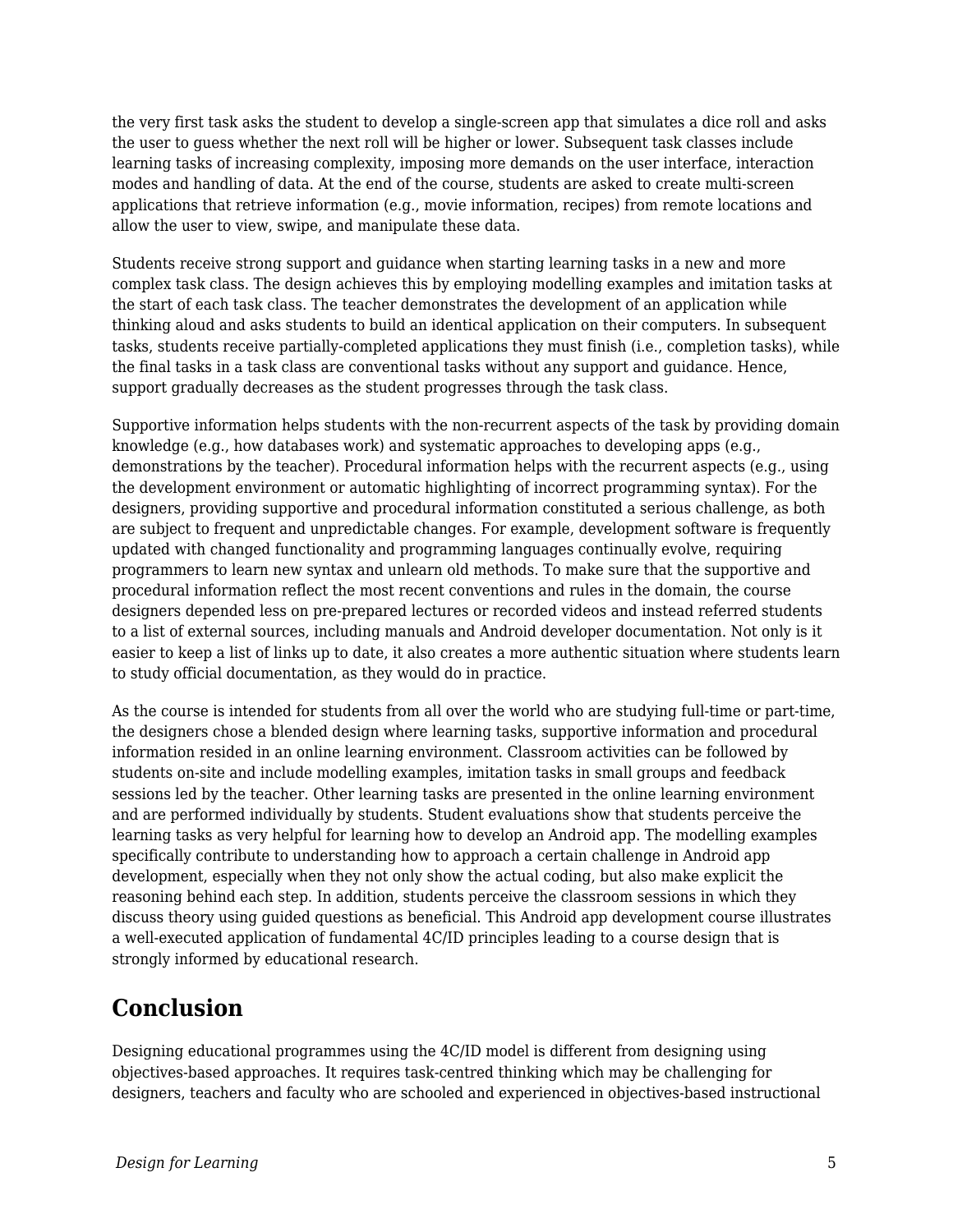the very first task asks the student to develop a single-screen app that simulates a dice roll and asks the user to guess whether the next roll will be higher or lower. Subsequent task classes include learning tasks of increasing complexity, imposing more demands on the user interface, interaction modes and handling of data. At the end of the course, students are asked to create multi-screen applications that retrieve information (e.g., movie information, recipes) from remote locations and allow the user to view, swipe, and manipulate these data.

Students receive strong support and guidance when starting learning tasks in a new and more complex task class. The design achieves this by employing modelling examples and imitation tasks at the start of each task class. The teacher demonstrates the development of an application while thinking aloud and asks students to build an identical application on their computers. In subsequent tasks, students receive partially-completed applications they must finish (i.e., completion tasks), while the final tasks in a task class are conventional tasks without any support and guidance. Hence, support gradually decreases as the student progresses through the task class.

Supportive information helps students with the non-recurrent aspects of the task by providing domain knowledge (e.g., how databases work) and systematic approaches to developing apps (e.g., demonstrations by the teacher). Procedural information helps with the recurrent aspects (e.g., using the development environment or automatic highlighting of incorrect programming syntax). For the designers, providing supportive and procedural information constituted a serious challenge, as both are subject to frequent and unpredictable changes. For example, development software is frequently updated with changed functionality and programming languages continually evolve, requiring programmers to learn new syntax and unlearn old methods. To make sure that the supportive and procedural information reflect the most recent conventions and rules in the domain, the course designers depended less on pre-prepared lectures or recorded videos and instead referred students to a list of external sources, including manuals and Android developer documentation. Not only is it easier to keep a list of links up to date, it also creates a more authentic situation where students learn to study official documentation, as they would do in practice.

As the course is intended for students from all over the world who are studying full-time or part-time, the designers chose a blended design where learning tasks, supportive information and procedural information resided in an online learning environment. Classroom activities can be followed by students on-site and include modelling examples, imitation tasks in small groups and feedback sessions led by the teacher. Other learning tasks are presented in the online learning environment and are performed individually by students. Student evaluations show that students perceive the learning tasks as very helpful for learning how to develop an Android app. The modelling examples specifically contribute to understanding how to approach a certain challenge in Android app development, especially when they not only show the actual coding, but also make explicit the reasoning behind each step. In addition, students perceive the classroom sessions in which they discuss theory using guided questions as beneficial. This Android app development course illustrates a well-executed application of fundamental 4C/ID principles leading to a course design that is strongly informed by educational research.

## Conclusion

Designing educational programmes using the 4C/ID model is different from designing using objectives-based approaches. It requires task-centred thinking which may be challenging for designers, teachers and faculty who are schooled and experienced in objectives-based instructional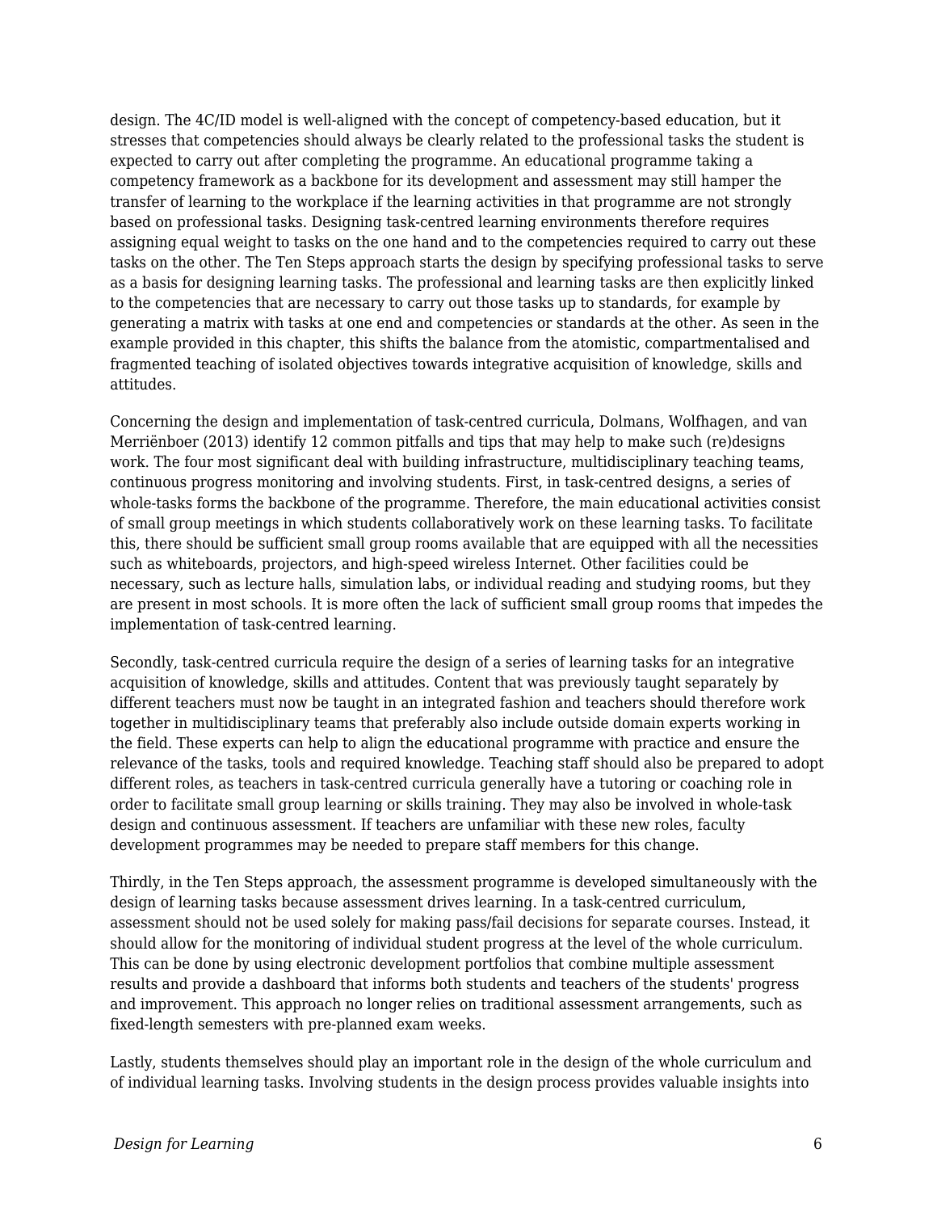design. The 4C/ID model is well-aligned with the concept of competency-based education, but it stresses that competencies should always be clearly related to the professional tasks the student is expected to carry out after completing the programme. An educational programme taking a competency framework as a backbone for its development and assessment may still hamper the transfer of learning to the workplace if the learning activities in that programme are not strongly based on professional tasks. Designing task-centred learning environments therefore requires assigning equal weight to tasks on the one hand and to the competencies required to carry out these tasks on the other. The Ten Steps approach starts the design by specifying professional tasks to serve as a basis for designing learning tasks. The professional and learning tasks are then explicitly linked to the competencies that are necessary to carry out those tasks up to standards, for example by generating a matrix with tasks at one end and competencies or standards at the other. As seen in the example provided in this chapter, this shifts the balance from the atomistic, compartmentalised and fragmented teaching of isolated objectives towards integrative acquisition of knowledge, skills and attitudes.

Concerning the design and implementation of task-centred curricula, Dolmans, Wolfhagen, and van Merriënboer (2013) identify 12 common pitfalls and tips that may help to make such (re)designs work. The four most significant deal with building infrastructure, multidisciplinary teaching teams, continuous progress monitoring and involving students. First, in task-centred designs, a series of whole-tasks forms the backbone of the programme. Therefore, the main educational activities consist of small group meetings in which students collaboratively work on these learning tasks. To facilitate this, there should be sufficient small group rooms available that are equipped with all the necessities such as whiteboards, projectors, and high-speed wireless Internet. Other facilities could be necessary, such as lecture halls, simulation labs, or individual reading and studying rooms, but they are present in most schools. It is more often the lack of sufficient small group rooms that impedes the implementation of task-centred learning.

Secondly, task-centred curricula require the design of a series of learning tasks for an integrative acquisition of knowledge, skills and attitudes. Content that was previously taught separately by different teachers must now be taught in an integrated fashion and teachers should therefore work together in multidisciplinary teams that preferably also include outside domain experts working in the field. These experts can help to align the educational programme with practice and ensure the relevance of the tasks, tools and required knowledge. Teaching staff should also be prepared to adopt different roles, as teachers in task-centred curricula generally have a tutoring or coaching role in order to facilitate small group learning or skills training. They may also be involved in whole-task design and continuous assessment. If teachers are unfamiliar with these new roles, faculty development programmes may be needed to prepare staff members for this change.

Thirdly, in the Ten Steps approach, the assessment programme is developed simultaneously with the design of learning tasks because assessment drives learning. In a task-centred curriculum, assessment should not be used solely for making pass/fail decisions for separate courses. Instead, it should allow for the monitoring of individual student progress at the level of the whole curriculum. This can be done by using electronic development portfolios that combine multiple assessment results and provide a dashboard that informs both students and teachers of the students' progress and improvement. This approach no longer relies on traditional assessment arrangements, such as fixed-length semesters with pre-planned exam weeks.

Lastly, students themselves should play an important role in the design of the whole curriculum and of individual learning tasks. Involving students in the design process provides valuable insights into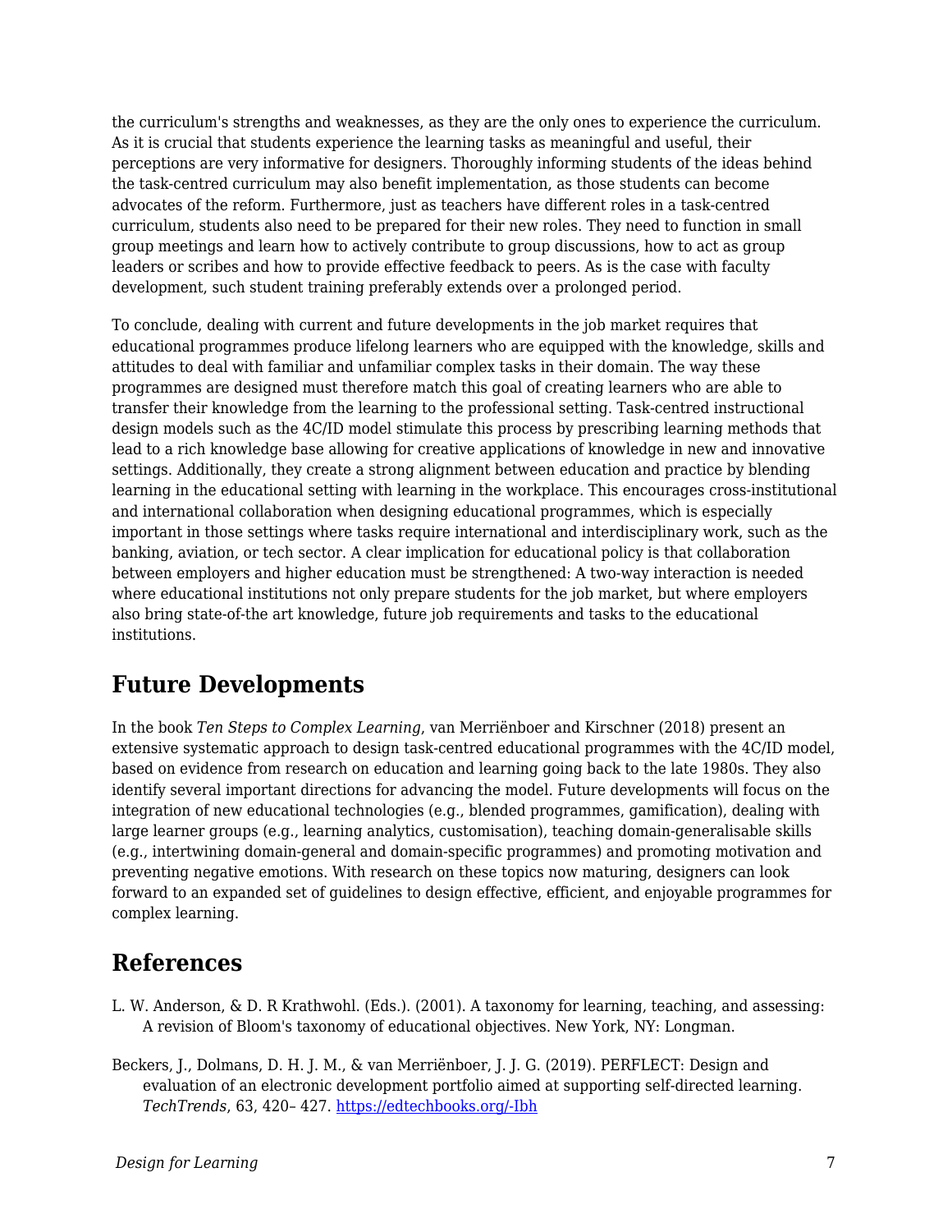the curriculum's strengths and weaknesses, as they are the only ones to experience the curriculum. As it is crucial that students experience the learning tasks as meaningful and useful, their perceptions are very informative for designers. Thoroughly informing students of the ideas behind the task-centred curriculum may also benefit implementation, as those students can become advocates of the reform. Furthermore, just as teachers have different roles in a task-centred curriculum, students also need to be prepared for their new roles. They need to function in small group meetings and learn how to actively contribute to group discussions, how to act as group leaders or scribes and how to provide effective feedback to peers. As is the case with faculty development, such student training preferably extends over a prolonged period.

To conclude, dealing with current and future developments in the job market requires that educational programmes produce lifelong learners who are equipped with the knowledge, skills and attitudes to deal with familiar and unfamiliar complex tasks in their domain. The way these programmes are designed must therefore match this goal of creating learners who are able to transfer their knowledge from the learning to the professional setting. Task-centred instructional design models such as the 4C/ID model stimulate this process by prescribing learning methods that lead to a rich knowledge base allowing for creative applications of knowledge in new and innovative settings. Additionally, they create a strong alignment between education and practice by blending learning in the educational setting with learning in the workplace. This encourages cross-institutional and international collaboration when designing educational programmes, which is especially important in those settings where tasks require international and interdisciplinary work, such as the banking, aviation, or tech sector. A clear implication for educational policy is that collaboration between employers and higher education must be strengthened: A two-way interaction is needed where educational institutions not only prepare students for the job market, but where employers also bring state-of-the art knowledge, future job requirements and tasks to the educational institutions.

## Future Developments

In the book *Ten Steps to Complex Learning*, van Merriënboer and Kirschner (2018) present an extensive systematic approach to design task-centred educational programmes with the 4C/ID model, based on evidence from research on education and learning going back to the late 1980s. They also identify several important directions for advancing the model. Future developments will focus on the integration of new educational technologies (e.g., blended programmes, gamification), dealing with large learner groups (e.g., learning analytics, customisation), teaching domain-generalisable skills (e.g., intertwining domain-general and domain-specific programmes) and promoting motivation and preventing negative emotions. With research on these topics now maturing, designers can look forward to an expanded set of guidelines to design effective, efficient, and enjoyable programmes for complex learning.

## References

L. W. Anderson, & D. R Krathwohl. (Eds.). (2001). A taxonomy for learning, teaching, and assessing: A revision of Bloom's taxonomy of educational objectives. New York, NY: Longman.

Beckers, J., Dolmans, D. H. J. M., & van Merriënboer, J. J. G. (2019). PERFLECT: Design and evaluation of an electronic development portfolio aimed at supporting self-directed learning. *TechTrends*, 63, 420– 427. https://edtechbooks.org/-Ibh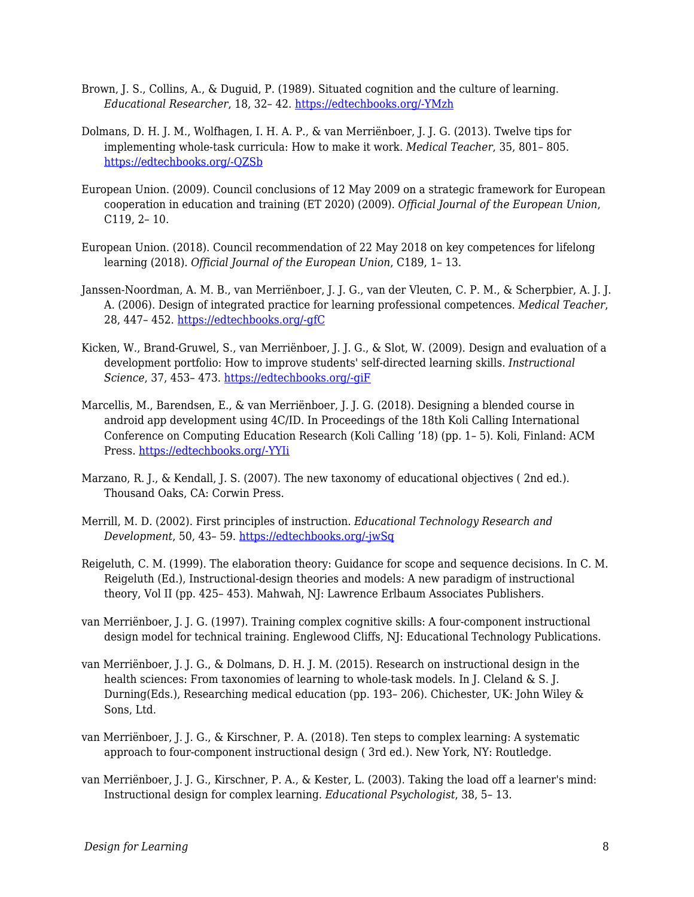Brown, J. S., Collins, A., & Duguid, P. (1989). Situated cognition and the culture of learning. *Educational Researcher*, 18, 32– 42. https://edtechbooks.org/-YMzh

Dolmans, D. H. J. M., Wolfhagen, I. H. A. P., & van Merriënboer, J. J. G. (2013). Twelve tips for implementing whole-task curricula: How to make it work. *Medical Teacher*, 35, 801– 805. https://edtechbooks.org/-QZSb

European Union. (2009). Council conclusions of 12 May 2009 on a strategic framework for European cooperation in education and training (ET 2020) (2009). *Official Journal of the European Union*, C119, 2– 10.

European Union. (2018). Council recommendation of 22 May 2018 on key competences for lifelong learning (2018). *Official Journal of the European Union*, C189, 1– 13.

Janssen-Noordman, A. M. B., van Merriënboer, J. J. G., van der Vleuten, C. P. M., & Scherpbier, A. J. J. A. (2006). Design of integrated practice for learning professional competences. *Medical Teacher*, 28, 447– 452. https://edtechbooks.org/-gfC

Kicken, W., Brand-Gruwel, S., van Merriënboer, J. J. G., & Slot, W. (2009). Design and evaluation of a development portfolio: How to improve students' self-directed learning skills. *Instructional Science*, 37, 453– 473. https://edtechbooks.org/-giF

Marcellis, M., Barendsen, E., & van Merriënboer, J. J. G. (2018). Designing a blended course in android app development using 4C/ID. In Proceedings of the 18th Koli Calling International Conference on Computing Education Research (Koli Calling '18) (pp. 1– 5). Koli, Finland: ACM Press. https://edtechbooks.org/-YYIi

Marzano, R. J., & Kendall, J. S. (2007). The new taxonomy of educational objectives ( 2nd ed.). Thousand Oaks, CA: Corwin Press.

Merrill, M. D. (2002). First principles of instruction. *Educational Technology Research and Development*, 50, 43– 59. https://edtechbooks.org/-jwSq

Reigeluth, C. M. (1999). The elaboration theory: Guidance for scope and sequence decisions. In C. M. Reigeluth (Ed.), Instructional-design theories and models: A new paradigm of instructional theory, Vol II (pp. 425– 453). Mahwah, NJ: Lawrence Erlbaum Associates Publishers.

van Merriënboer, J. J. G. (1997). Training complex cognitive skills: A four-component instructional design model for technical training. Englewood Cliffs, NJ: Educational Technology Publications.

van Merriënboer, J. J. G., & Dolmans, D. H. J. M. (2015). Research on instructional design in the health sciences: From taxonomies of learning to whole-task models. In J. Cleland & S. J. Durning(Eds.), Researching medical education (pp. 193– 206). Chichester, UK: John Wiley & Sons, Ltd.

van Merriënboer, J. J. G., & Kirschner, P. A. (2018). Ten steps to complex learning: A systematic approach to four-component instructional design ( 3rd ed.). New York, NY: Routledge.

van Merriënboer, J. J. G., Kirschner, P. A., & Kester, L. (2003). Taking the load off a learner's mind: Instructional design for complex learning. *Educational Psychologist*, 38, 5– 13.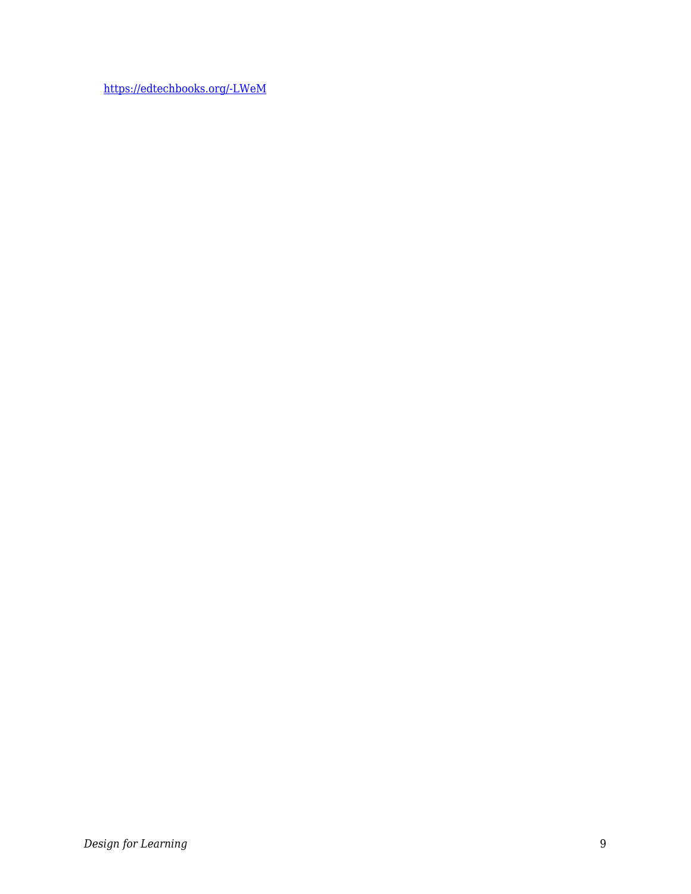https://edtechbooks.org/-LWeM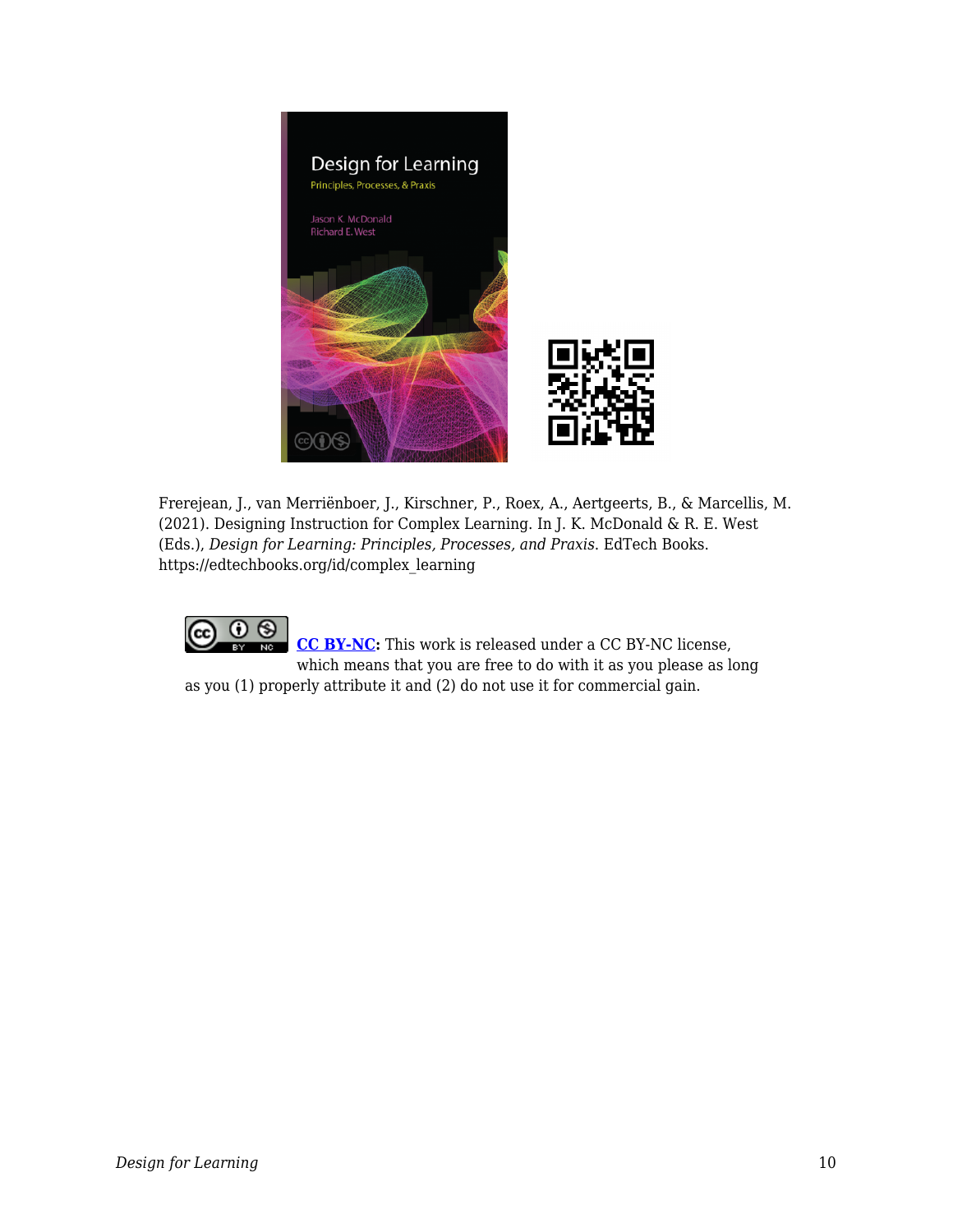Frerejean, J., van Merriënboer, J., Kirschner, P., Roex, A., Aertgeerts, B., & Marcellis, M. (2021). Designing Instruction for Complex Learning. In J. K. McDonald & R. E. West (Eds.), *Design for Learning: Principles, Processes, and Praxis*. EdTech Books. https://edtechbooks.org/id/complex_learning

**CC BY-NC:** This work is released under a CC BY-NC license, which means that you are free to do with it as you please as long as you (1) properly attribute it and (2) do not use it for commercial gain.